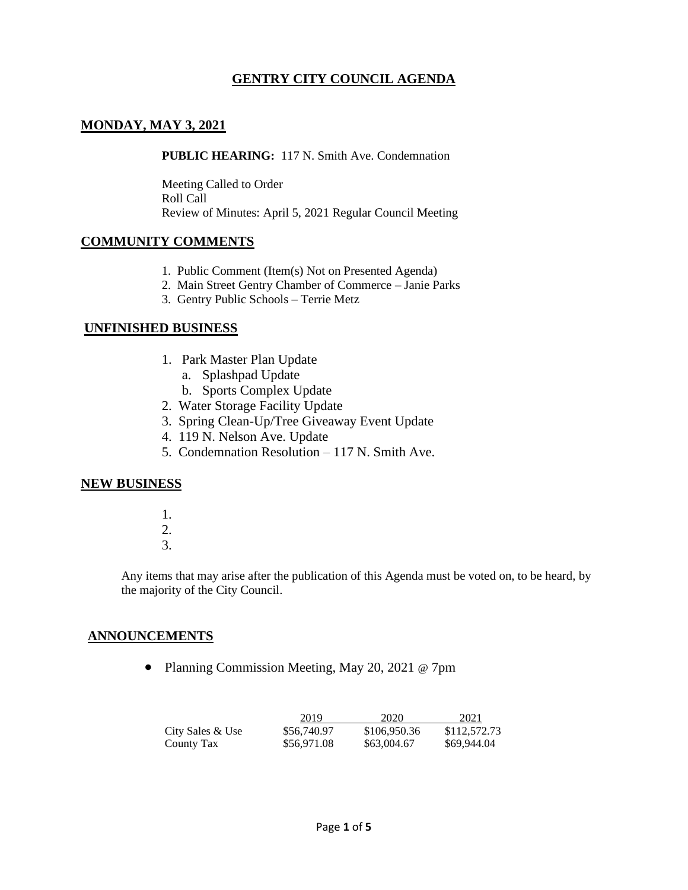# GENTRY CITY COUNCIL AGENDA

## MONDAY, MAY 3, 2021

**PUBLIC HEARING:** 117 N. Smith Ave. Condemnation

Meeting Called to Order
Roll Call
Review of Minutes: April 5, 2021 Regular Council Meeting

## COMMUNITY COMMENTS

1. Public Comment (Item(s) Not on Presented Agenda)
2. Main Street Gentry Chamber of Commerce – Janie Parks
3. Gentry Public Schools – Terrie Metz

## UNFINISHED BUSINESS

1. Park Master Plan Update
   a. Splashpad Update
   b. Sports Complex Update
2. Water Storage Facility Update
3. Spring Clean-Up/Tree Giveaway Event Update
4. 119 N. Nelson Ave. Update
5. Condemnation Resolution – 117 N. Smith Ave.

## NEW BUSINESS

1.
2.
3.

Any items that may arise after the publication of this Agenda must be voted on, to be heard, by the majority of the City Council.

## ANNOUNCEMENTS

- Planning Commission Meeting, May 20, 2021 @ 7pm

| | 2019 | 2020 | 2021 |
|---|---|---|---|
| City Sales & Use | $56,740.97 | $106,950.36 | $112,572.73 |
| County Tax | $56,971.08 | $63,004.67 | $69,944.04 |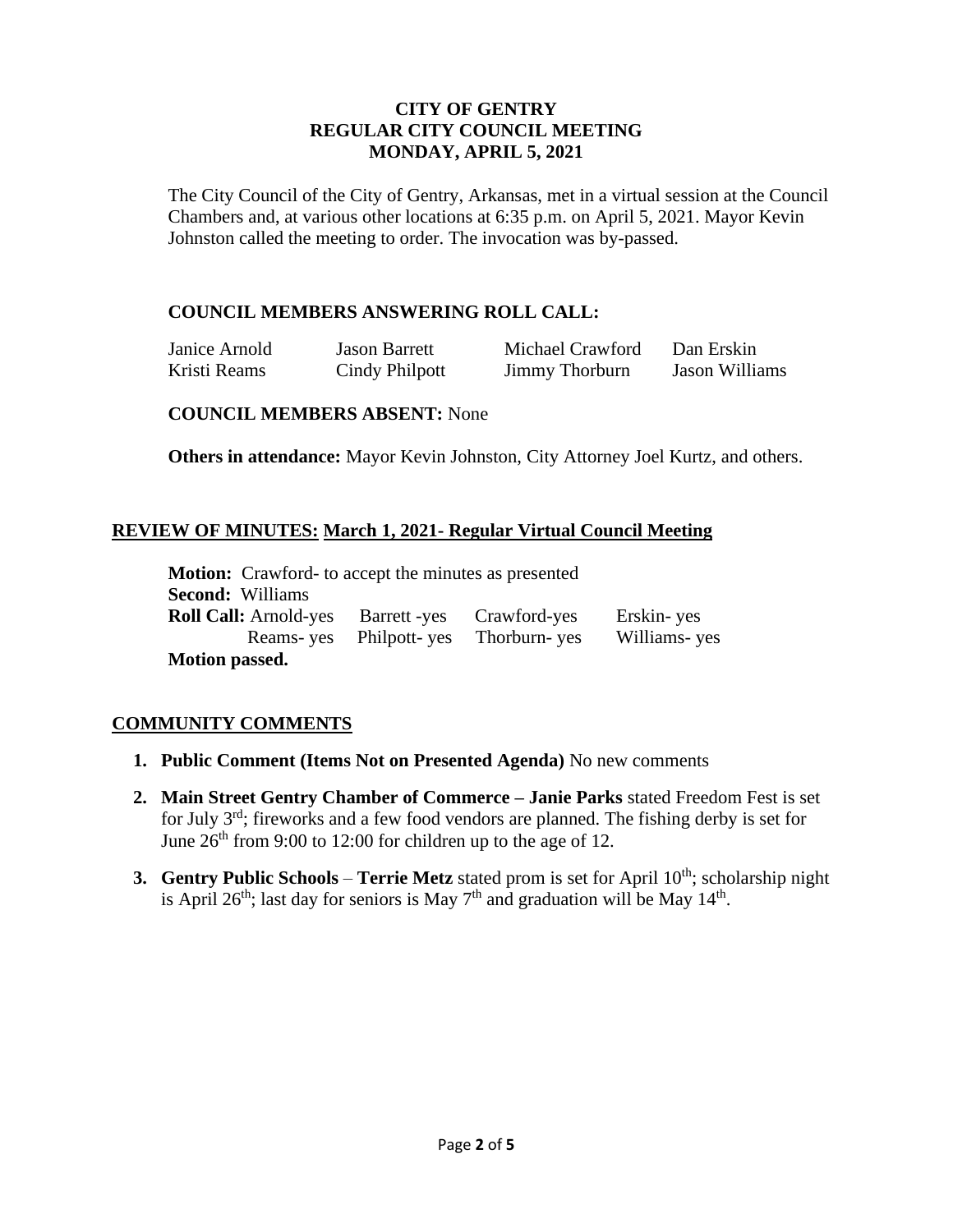# CITY OF GENTRY
## REGULAR CITY COUNCIL MEETING
## MONDAY, APRIL 5, 2021

The City Council of the City of Gentry, Arkansas, met in a virtual session at the Council Chambers and, at various other locations at 6:35 p.m. on April 5, 2021. Mayor Kevin Johnston called the meeting to order. The invocation was by-passed.

### COUNCIL MEMBERS ANSWERING ROLL CALL:

| | | | |
|---|---|---|---|
| Janice Arnold | Jason Barrett | Michael Crawford | Dan Erskin |
| Kristi Reams | Cindy Philpott | Jimmy Thorburn | Jason Williams |

**COUNCIL MEMBERS ABSENT:** None

**Others in attendance:** Mayor Kevin Johnston, City Attorney Joel Kurtz, and others.

## REVIEW OF MINUTES: March 1, 2021- Regular Virtual Council Meeting

**Motion:** Crawford- to accept the minutes as presented
**Second:** Williams
**Roll Call:** Arnold-yes Barrett -yes Crawford-yes Erskin- yes
Reams- yes Philpott- yes Thorburn- yes Williams- yes
**Motion passed.**

## COMMUNITY COMMENTS

1. **Public Comment (Items Not on Presented Agenda)** No new comments
2. **Main Street Gentry Chamber of Commerce – Janie Parks** stated Freedom Fest is set for July 3rd; fireworks and a few food vendors are planned. The fishing derby is set for June 26th from 9:00 to 12:00 for children up to the age of 12.
3. **Gentry Public Schools** – **Terrie Metz** stated prom is set for April 10th; scholarship night is April 26th; last day for seniors is May 7th and graduation will be May 14th.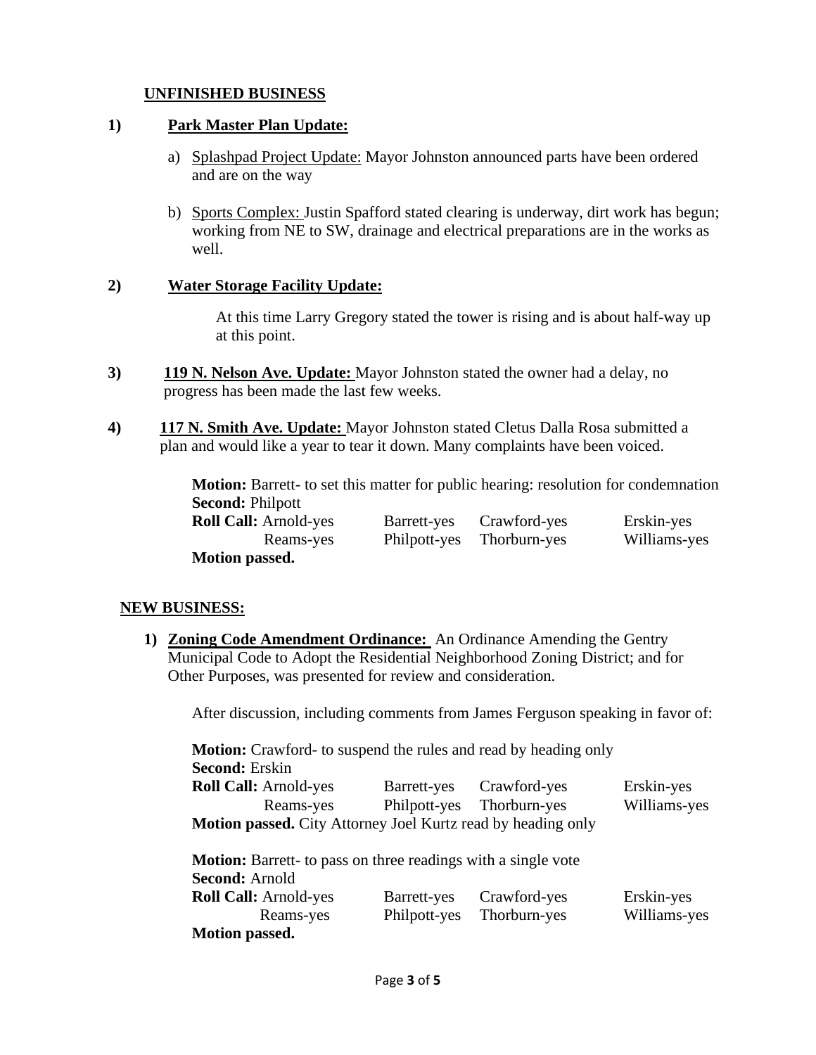## UNFINISHED BUSINESS

**1) Park Master Plan Update:**

a) Splashpad Project Update: Mayor Johnston announced parts have been ordered and are on the way

b) Sports Complex: Justin Spafford stated clearing is underway, dirt work has begun; working from NE to SW, drainage and electrical preparations are in the works as well.

**2) Water Storage Facility Update:**

At this time Larry Gregory stated the tower is rising and is about half-way up at this point.

**3) 119 N. Nelson Ave. Update:** Mayor Johnston stated the owner had a delay, no progress has been made the last few weeks.

**4) 117 N. Smith Ave. Update:** Mayor Johnston stated Cletus Dalla Rosa submitted a plan and would like a year to tear it down. Many complaints have been voiced.

**Motion:** Barrett- to set this matter for public hearing: resolution for condemnation
**Second:** Philpott

| **Roll Call:** Arnold-yes | Barrett-yes | Crawford-yes | Erskin-yes |
|---|---|---|---|
| Reams-yes | Philpott-yes | Thorburn-yes | Williams-yes |

**Motion passed.**

## NEW BUSINESS:

1) **Zoning Code Amendment Ordinance:** An Ordinance Amending the Gentry Municipal Code to Adopt the Residential Neighborhood Zoning District; and for Other Purposes, was presented for review and consideration.

After discussion, including comments from James Ferguson speaking in favor of:

**Motion:** Crawford- to suspend the rules and read by heading only
**Second:** Erskin

| **Roll Call:** Arnold-yes | Barrett-yes | Crawford-yes | Erskin-yes |
|---|---|---|---|
| Reams-yes | Philpott-yes | Thorburn-yes | Williams-yes |

**Motion passed.** City Attorney Joel Kurtz read by heading only

**Motion:** Barrett- to pass on three readings with a single vote
**Second:** Arnold

| **Roll Call:** Arnold-yes | Barrett-yes | Crawford-yes | Erskin-yes |
|---|---|---|---|
| Reams-yes | Philpott-yes | Thorburn-yes | Williams-yes |

**Motion passed.**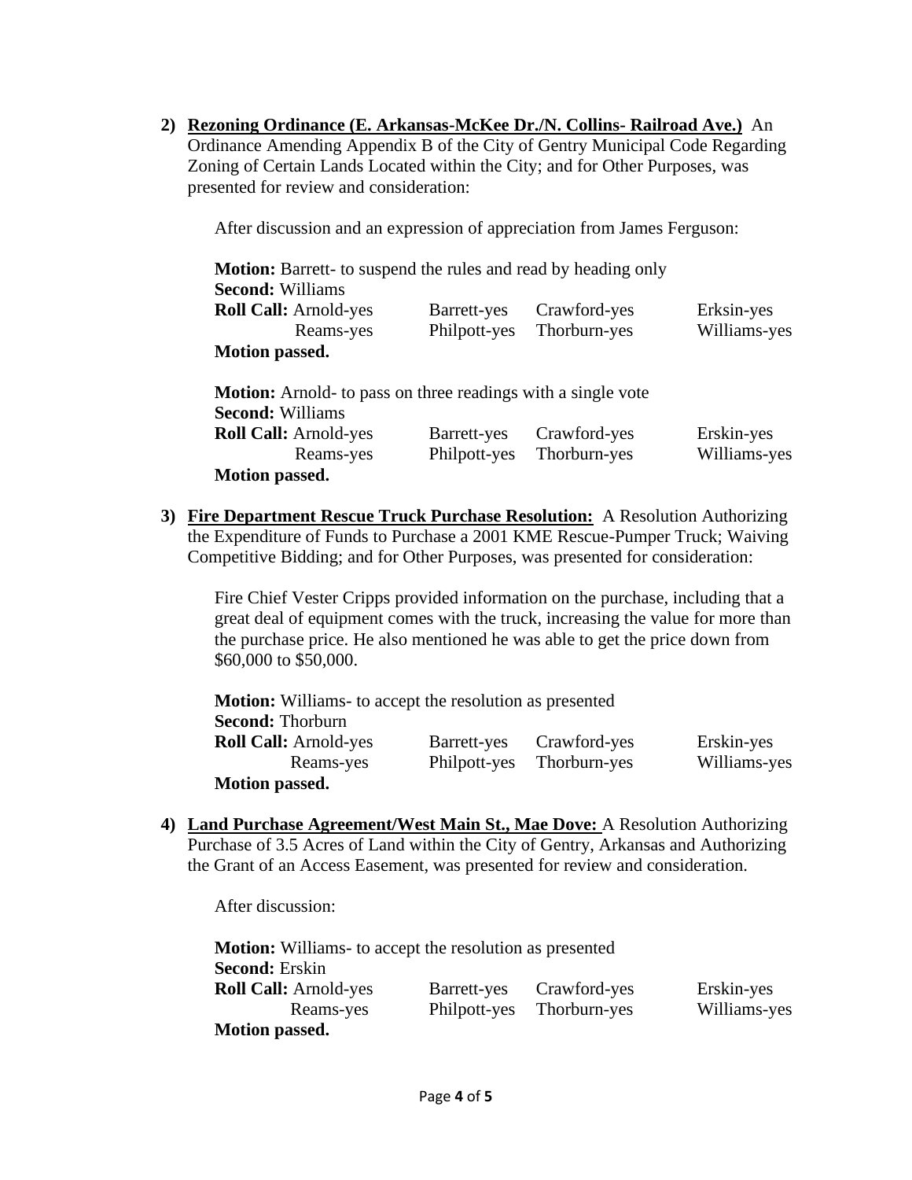2) **Rezoning Ordinance (E. Arkansas-McKee Dr./N. Collins- Railroad Ave.)** An Ordinance Amending Appendix B of the City of Gentry Municipal Code Regarding Zoning of Certain Lands Located within the City; and for Other Purposes, was presented for review and consideration:

   After discussion and an expression of appreciation from James Ferguson:

   **Motion:** Barrett- to suspend the rules and read by heading only
   **Second:** Williams
   **Roll Call:** Arnold-yes Barrett-yes Crawford-yes Erksin-yes
   Reams-yes Philpott-yes Thorburn-yes Williams-yes
   **Motion passed.**

   **Motion:** Arnold- to pass on three readings with a single vote
   **Second:** Williams
   **Roll Call:** Arnold-yes Barrett-yes Crawford-yes Erskin-yes
   Reams-yes Philpott-yes Thorburn-yes Williams-yes
   **Motion passed.**

3) **Fire Department Rescue Truck Purchase Resolution:** A Resolution Authorizing the Expenditure of Funds to Purchase a 2001 KME Rescue-Pumper Truck; Waiving Competitive Bidding; and for Other Purposes, was presented for consideration:

   Fire Chief Vester Cripps provided information on the purchase, including that a great deal of equipment comes with the truck, increasing the value for more than the purchase price. He also mentioned he was able to get the price down from $60,000 to $50,000.

   **Motion:** Williams- to accept the resolution as presented
   **Second:** Thorburn
   **Roll Call:** Arnold-yes Barrett-yes Crawford-yes Erskin-yes
   Reams-yes Philpott-yes Thorburn-yes Williams-yes
   **Motion passed.**

4) **Land Purchase Agreement/West Main St., Mae Dove:** A Resolution Authorizing Purchase of 3.5 Acres of Land within the City of Gentry, Arkansas and Authorizing the Grant of an Access Easement, was presented for review and consideration.

   After discussion:

   **Motion:** Williams- to accept the resolution as presented
   **Second:** Erskin
   **Roll Call:** Arnold-yes Barrett-yes Crawford-yes Erskin-yes
   Reams-yes Philpott-yes Thorburn-yes Williams-yes
   **Motion passed.**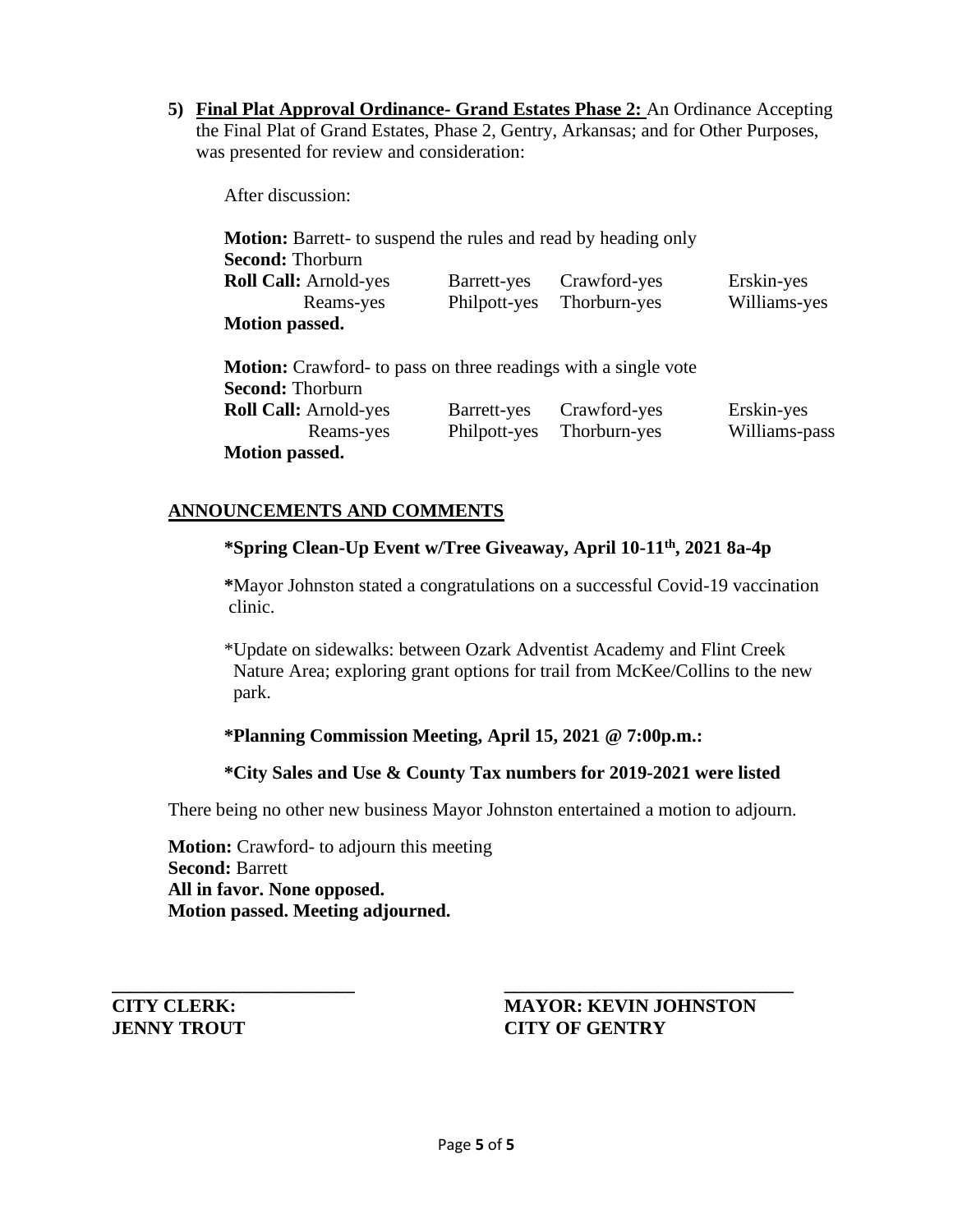5) **Final Plat Approval Ordinance- Grand Estates Phase 2:** An Ordinance Accepting the Final Plat of Grand Estates, Phase 2, Gentry, Arkansas; and for Other Purposes, was presented for review and consideration:

After discussion:

**Motion:** Barrett- to suspend the rules and read by heading only
**Second:** Thorburn

| | | | |
|---|---|---|---|
| **Roll Call:** Arnold-yes | Barrett-yes | Crawford-yes | Erskin-yes |
| Reams-yes | Philpott-yes | Thorburn-yes | Williams-yes |

**Motion passed.**

**Motion:** Crawford- to pass on three readings with a single vote
**Second:** Thorburn

| | | | |
|---|---|---|---|
| **Roll Call:** Arnold-yes | Barrett-yes | Crawford-yes | Erskin-yes |
| Reams-yes | Philpott-yes | Thorburn-yes | Williams-pass |

**Motion passed.**

## ANNOUNCEMENTS AND COMMENTS

**\*Spring Clean-Up Event w/Tree Giveaway, April 10-11th, 2021 8a-4p**

\*Mayor Johnston stated a congratulations on a successful Covid-19 vaccination clinic.

\*Update on sidewalks: between Ozark Adventist Academy and Flint Creek Nature Area; exploring grant options for trail from McKee/Collins to the new park.

**\*Planning Commission Meeting, April 15, 2021 @ 7:00p.m.:**

**\*City Sales and Use & County Tax numbers for 2019-2021 were listed**

There being no other new business Mayor Johnston entertained a motion to adjourn.

**Motion:** Crawford- to adjourn this meeting
**Second:** Barrett
**All in favor. None opposed.**
**Motion passed. Meeting adjourned.**

\_\_\_\_\_\_\_\_\_\_\_\_\_\_\_\_\_\_\_\_\_\_\_\_\_\_\_
**CITY CLERK:**
**JENNY TROUT**

\_\_\_\_\_\_\_\_\_\_\_\_\_\_\_\_\_\_\_\_\_\_\_\_\_\_\_\_\_\_\_\_
**MAYOR: KEVIN JOHNSTON**
**CITY OF GENTRY**